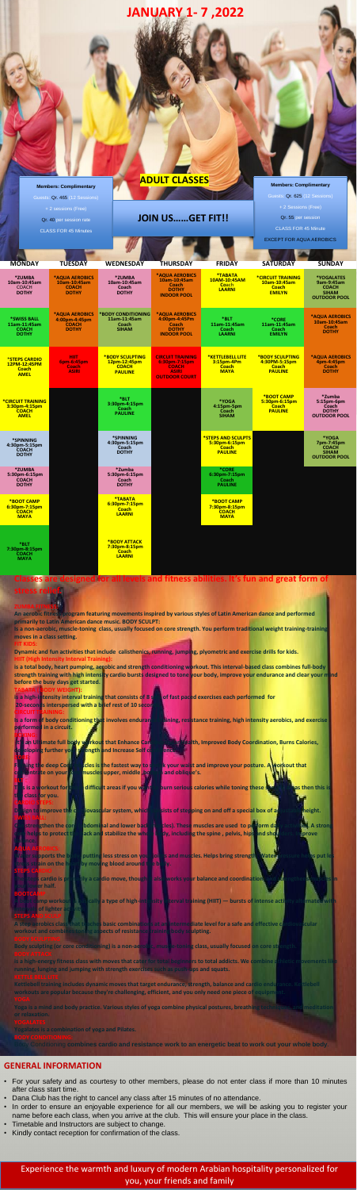# JANUARY 1- 7 ,2022

**Members: Complimentary**

Guests: Qr. 465 (12 Sessions)

+ 2 sessions (Free)

Qr. 40 per session rate

CLASS FOR 45 Minutes

## ADULT CLASSES

## JOIN US……GET FIT!!

**Members: Complimentary**

Guests: Qr. 625 (12 Sessions)

+ 2 Sessions (Free)

Qr. 55 per session

CLASS FOR 45 Minute

EXCEPT FOR AQUA AEROBICS

| MONDAY | TUESDAY | WEDNESDAY | THURSDAY | FRIDAY | SATURDAY | SUNDAY |
|---|---|---|---|---|---|---|
| *ZUMBA 10am-10:45am COACH DOTHY | *AQUA AEROBICS 10am-10:45am COACH DOTHY | *ZUMBA 10am-10:45am Coach DOTHY | *AQUA AEROBICS 10am-10:45am Coach DOTHY INDOOR POOL | *TABATA 10AM-10:45AM Coach LAARNI | *CIRCUIT TRAINING 10am-10:45am Coach EMILYN | *YOGALATES 9am-9:45am COACH SIHAM OUTDOOR POOL |
| *SWISS BALL 11am-11:45am COACH DOTHY | *AQUA AEROBICS 4:00pm-4:45pm COACH DOTHY | *BODY CONDITIONING 11am-11:45am Coach SIHAM | *AQUA AEROBICS 4:00pm-4:45Pm Coach DOTHY INDOOR POOL | *BLT 11am-11:45am Coach LAARNI | *CORE 11am-11:45am Coach EMILYN | *AQUA AEROBICS 10am-10:45am Coach DOTHY |
| *STEPS CARDIO 12PM-12:45PM Coach AMEL | HIIT 6pm-6:45pm Coach ASIRI | *BODY SCULPTING 12pm-12:45pm COACH PAULINE | CIRCUIT TRAINING 6:30pm-7:15pm COACH ASIRI OUTDOOR COURT | *KETTLEBELL LITE 3:15pm-4Pm Coach MAYA | *BODY SCULPTING 4:30PM-5:15pm Coach PAULINE | *AQUA AEROBICS 4pm-4:45pm Coach DOTHY |
| *CIRCUIT TRAINING 3:30pm-4:15pm COACH AMEL | | *BLT 3:30pm-4:15pm Coach PAULINE | | *YOGA 4:15pm-5pm Coach SIHAM | *BOOT CAMP 5:30pm-6:15pm Coach PAULINE | *Zumba 5:15pm-6pm Coach DOTHY OUTDOOR POOL |
| *SPINNING 4:30pm-5:15pm COACH DOTHY | | *SPINNING 4:30pm-5:15pm Coach DOTHY | | *STEPS AND SCULPTS 5:30pm-6:15pm Coach PAULINE | | *YOGA 7pm-7:45pm COACH SIHAM OUTDOOR POOL |
| *ZUMBA 5:30pm-6:15pm COACH DOTHY | | *Zumba 5:30pm-6:15pm Coach DOTHY | | *CORE 6:30pm-7:15pm Coach PAULINE | | |
| *BOOT CAMP 6:30pm-7:15pm COACH MAYA | | *TABATA 6:30pm-7:15pm Coach LAARNI | | *BOOT CAMP 7:30pm-8:15pm COACH MAYA | | |
| *BLT 7:30pm-8:15pm COACH MAYA | | *BODY ATTACK 7:30pm-8:15pm Coach LAARNI | | | | |

**Classes are designed for all levels and fitness abilities. It's fun and great form of stress relief.**

**ZUMBA FITNESS:**
**An aerobic fitness program featuring movements inspired by various styles of Latin American dance and performed primarily to Latin American dance music. BODY SCULPT:**
**Is a non-aerobic, muscle-toning class, usually focused on core strength. You perform traditional weight training-training moves in a class setting.**

**FIT KIDS:**
**Dynamic and fun activities that include calisthenics, running, jumping, plyometric and exercise drills for kids.**

**HIIT (High Intensity Interval Training):**
**Is a total body, heart pumping, aerobic and strength conditioning workout. This interval-based class combines full-body strength training with high intensity cardio bursts designed to tone your body, improve your endurance and clear your mind before the busy days get started.**

**TABATA (BODY WEIGHT):**
**Is a high-intensity interval training that consists of 8 sets of fast paced exercises each performed for 20-seconds interspersed with a brief rest of 10 seconds.**

**CIRCUIT TRAINING:**
**Is a form of body conditioning that involves endurance training, resistance training, high intensity aerobics, and exercise performed in a circuit.**

**BOXING:**
**Is an Ultimate full body workout that Enhance Cardiovascular Health, Improved Body Coordination, Burns Calories, developing further your strength and Increase Self confidence.**

**CORE:**
**Training the deep Core muscles is the fastest way to shrink your waist and improve your posture. A workout that concentrate on your core muscles upper, middle, lower and oblique's.**

**BLT:**
**This is a workout for the difficult areas if you want to burn serious calories while toning these areas, then this is the class for you.**

**CARDIO STEPS:**
**Design to improve the cardiovascular system, which consists of stepping on and off a special box of adjustable height.**

**SWISS BALL:**
**To strengthen the core (abdominal and lower back muscles). These muscles are used to perform daily activities. A strong core helps to protect the back and stabilize the whole body, including the spine, pelvis, hips and shoulders, improve balance.**

**AQUA AEROBICS:**
**Water supports the body putting less stress on your joints and muscles. Helps bring strength. Water pressure helps put less strain on the heart by moving blood around the body.**

**STEPS CARDIO:**
**Steps cardio is primarily a cardio move, though it also works your balance and coordination and improves strength in your lower half.**

**BOOTCAMP:**
**Boot camp workout is basically a type of high-intensity interval training (HIIT) — bursts of intense activity alternated with periods of lighter activity.**

**STEPS AND SCULPT:**
**A step aerobics class that teaches basic combinations at an intermediate level for a safe and effective cardiovascular workout and combining the aspects of resistance, total body sculpting.**

**BODY SCULPTING:**
**Body sculpting (or core conditioning) is a non-aerobic, muscle-toning class, usually focused on core strength.**

**BODY ATTACK:**
**Is a high-energy fitness class with moves that cater for total beginners to total addicts. We combine athletic movements like running, lunging and jumping with strength exercises such as push-ups and squats.**

**KETTLEBELL LITE:**
**Kettlebell training includes dynamic moves that target endurance, strength, balance and cardio endurance. Kettlebell workouts are popular because they're challenging, efficient, and you only need one piece of equipment.**

**YOGA:**
**Yoga is a mind and body practice. Various styles of yoga combine physical postures, breathing techniques, and meditation or relaxation.**

**YOGALATES:**
**Yogalates is a combination of yoga and Pilates.**

**BODY CONDITIONING:**
**Body Conditioning combines cardio and resistance work to an energetic beat to work out your whole body.**

## GENERAL INFORMATION

- For your safety and as courtesy to other members, please do not enter class if more than 10 minutes after class start time.
- Dana Club has the right to cancel any class after 15 minutes of no attendance.
- In order to ensure an enjoyable experience for all our members, we will be asking you to register your name before each class, when you arrive at the club. This will ensure your place in the class.
- Timetable and Instructors are subject to change.
- Kindly contact reception for confirmation of the class.

Experience the warmth and luxury of modern Arabian hospitality personalized for you, your friends and family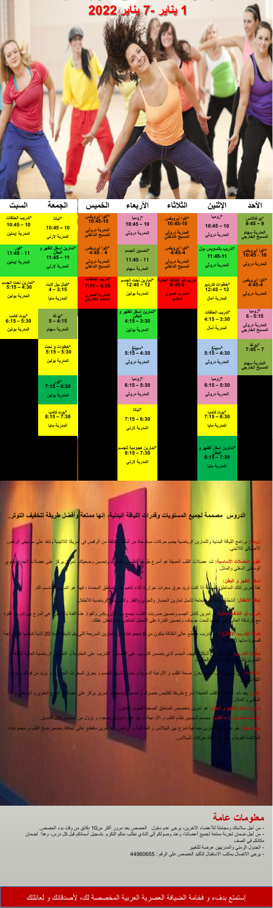# 1 يناير -7 يناير 2022

| السبت | الجمعة | الخميس | الأربعاء | الثلاثاء | الإثنين | الأحد |
|---|---|---|---|---|---|---|
| *تدريب الحلقات 10:45 – 10 المدربة إيملين | *تباتا 10:45 – 10 المدربة لارني | *أكوا أيروبكس 10:45-10 المدربة دروثي المسبح الداخلي | *زومبا 10:45 – 10 المدربة دروثي | *أكوا أيروبكس 10:45-10 المدربة دروثي المسبح الداخلي | *زومبا 10:45 – 10 المدربة دروثي | *بو غالاتس 9:45 – 9 المدربة سهام المسبح الخارجي |
| *كور 11:45 - 11 المدربة إيملين | *تمارين أسفل الظهر و البطن 11:45 – 11 المدربة لارني | *أكوا أيروبكس 4:45 – 4 المدربة دروثي المسبح الداخلي | *تحسين الجسم 11:45 - 11 المدربة سهام | *أكوا أيروبكس 4:45-4 المدربة دروثي المسبح الداخلي | *تدريب بالسويس بول 11:45-11 المدربة دروثي | *أكوا أيروبكس 10:45 – 10 المدربة دروثي |
| *تمارين تحت الجسم 5:15 – 4:30 المدربة بولين | *كيتل بيل لايت 4 – 3:15 المدربة مايا | *تدريب الحلقات 7:15 – 6:30 المدربة إصبور الملعب الخارجي | *تمارين تحت الجسم 12:45 – 12 المدربة بولين | *تدريب ذو الكثافة العالية 6:45-6 المدربة إصبور | *خطوات كارديو 12:45 – 12 المدربة آمال | *أكوا أيروبكس 4:45-4 المدربة دروثي |
| *بوت كامب 6:15 – 5:30 المدربة بولين | *يوغا 5 – 4:15 المدربة سهام | | *تمارين أسفل الظهر و البطن 4:15 – 3:30 المدربة بولين | | *تدريب الحلقات 4:15 – 3:30 المدربة آمال | *أكوا أيروبكس 6 – 5:15 المدربة دروثي المسبح الخارجي |
| | *خطوات و نحت 5:15 – 5:30 المدربة بولين | | *سبينغ 5:15 – 4:30 المدربة دروثي | | *سبينغ 5:15 – 4:30 المدربة دروثي | *يوغا 7:45 – 7 المدربة سهام المسبح الخارجي |
| | *كور 7:15 – 6:30 المدربة بولين | | *زومبا 6:15 – 5:30 المدربة دروثي | | *زومبا 6:15 – 5:30 المدربة دروثي | |
| | *بوت كامب 8:15 – 7:30 المدربة مايا | | *تباتا 7:15 – 6:30 المدربة لارني | | *بوت كامب 7:15 – 6:30 المدربة مايا | |
| | | | *تمارين هجومية للجسم 8:15 – 7:30 المدربة لارني | | *تمارين أسفل الظهر و البطن 8:15 – 7:30 المدربة مايا | |

**الدروس مصممة لجميع المستويات وقدرات اللياقة البدنية، إنها ممتعة وأفضل طريقة لتخفيف التوتر.**

**زومبا:** برنامج اللياقة البدنية والتمارين الرياضية يضم حركات مستوحاة من أنماط مختلفة من الرقص في أمريكا اللاتينية وتنفذ على موسيقى الرقص الأمريكي اللاتيني.

**تقوية العضلات الأساسية:** شد عضلات القلب العميقة هو أسرع طريقة لتقليص خصرك وتحسين وضعيتك. تمرين يركز على عضلات الجذع العلوي، الوسطى السفلي والمائل.

**أسفل الظهر و البطن:** هذا تمرين لتلك المناطق ... إذا كنت تريد حرق سعرات حرارية أثناء تنغيم المناطق المحددة، فهذا هو التمرين المناسب لك.

**لياقة الأطفال:** أنشطة ... ممتعة تشمل تمارين الجمباز والجري والقفز و... الرياضية للأطفال.

**تدريب ذو الكثافة العالية:** تمرين كامل الجسم وتحسين ضربات القلب، يجمع بين الأيروبكس والقوة. هذه الفئة ... هي المزيج بين تدريب القوة مع الرشاقة العالية ... لنحت جسمك، وتحسين القدرة على التحمل الخاص ... عقلك.

**طبطة (تدريب التباتا):** ... تدريب متقطع عالي الكثافة يتكون من 8 مجموعات من التمارين السريعة التي يتم تأديتها لمدة 20 ثانية تتخللها فترات راحة قصيرة مدتها 10 ثانية.

**...:** ... أشكال تكييف الجسم الذي يتضمن التدريب على التحمل، التدريب على المقاومة و التمارين الرياضية العالية الكثافة ...

**...:** ... تحسين صحة القلب والأوعية الدموية وتحسين تنسيق الجسم وحرق السعرات الحرارية ويزيد من قوة ومرونة ...

**الكور:** يعد شد عضلات القلب العميقة أسرع طريقة لتقليص خصرك وتحسين وضعيتك. تمرين يركز على عضلات الجذع العلوي، الوسطى، السفلي والمائل.

**تمارين أسفل الظهر و البطن:** هو تمرين مخصص للمناطق الصعبة لحرق الدهون.

**تدريب تحسين أداء القلب:** مصمم لتحسين نظام القلب والأوعية ... هو ... صعود ونزول من مستوى ... التحمل.

**...:** هو ... تمارين جماعية تمزج بين البيلاتس و الملاكمة والرقص. هو تمرين متقطع عالي الكثافة يتضمن ضخ القلب ومجموعات الملاكمة القوية وحركات الرقص وحركات البيلاتس.

## معلومات عامة

- من أجل سلامتك ومجاملة للأعضاء الآخرين، يرجى عدم دخول الحصص بعد مرور أكثر من10 دقائق من وقت بدء الحصص.
- من أجل ضمان تجربة ممتعة لجميع أعضائنا، وعند وصولكم إلى النادي نطلب منكم التكرم بتسجيل أسمائكم قبل كل درس، وهذا لضمان مكانكم في الصف
- الجدول الزمني والمدربين عرضة للتغيير
- يرجى الاتصال بمكتب الاستقبال لتأكيد الحصص على الرقم : 44960655

إستمتع بدفء و فخامة الضيافة العربية العصرية المخصصة لك، لأصدقائك و لعائلتك